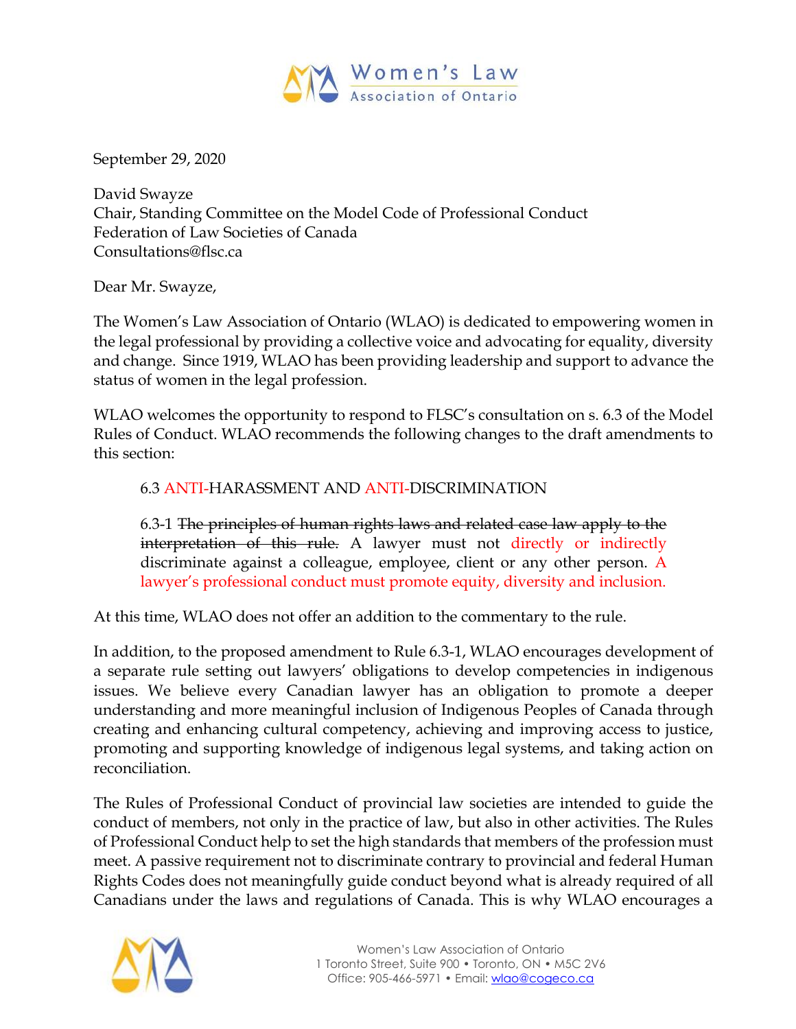September 29, 2020

David Swayze
Chair, Standing Committee on the Model Code of Professional Conduct
Federation of Law Societies of Canada
Consultations@flsc.ca

Dear Mr. Swayze,

The Women's Law Association of Ontario (WLAO) is dedicated to empowering women in the legal professional by providing a collective voice and advocating for equality, diversity and change. Since 1919, WLAO has been providing leadership and support to advance the status of women in the legal profession.

WLAO welcomes the opportunity to respond to FLSC's consultation on s. 6.3 of the Model Rules of Conduct. WLAO recommends the following changes to the draft amendments to this section:

> 6.3 ANTI-HARASSMENT AND ANTI-DISCRIMINATION
>
> 6.3-1 ~~The principles of human rights laws and related case law apply to the interpretation of this rule.~~ A lawyer must not directly or indirectly discriminate against a colleague, employee, client or any other person. A lawyer's professional conduct must promote equity, diversity and inclusion.

At this time, WLAO does not offer an addition to the commentary to the rule.

In addition, to the proposed amendment to Rule 6.3-1, WLAO encourages development of a separate rule setting out lawyers' obligations to develop competencies in indigenous issues. We believe every Canadian lawyer has an obligation to promote a deeper understanding and more meaningful inclusion of Indigenous Peoples of Canada through creating and enhancing cultural competency, achieving and improving access to justice, promoting and supporting knowledge of indigenous legal systems, and taking action on reconciliation.

The Rules of Professional Conduct of provincial law societies are intended to guide the conduct of members, not only in the practice of law, but also in other activities. The Rules of Professional Conduct help to set the high standards that members of the profession must meet. A passive requirement not to discriminate contrary to provincial and federal Human Rights Codes does not meaningfully guide conduct beyond what is already required of all Canadians under the laws and regulations of Canada. This is why WLAO encourages a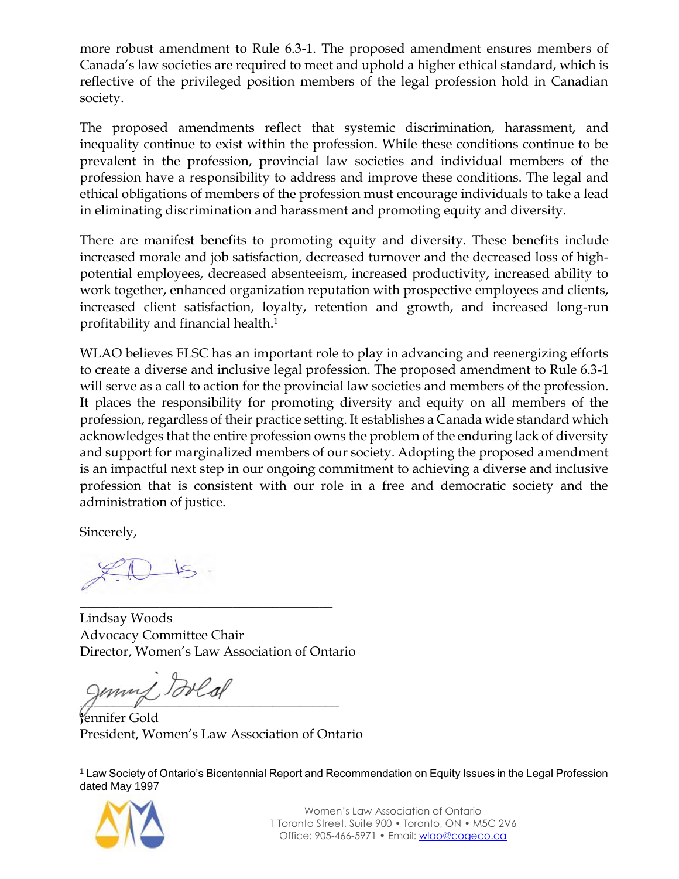more robust amendment to Rule 6.3-1. The proposed amendment ensures members of Canada's law societies are required to meet and uphold a higher ethical standard, which is reflective of the privileged position members of the legal profession hold in Canadian society.

The proposed amendments reflect that systemic discrimination, harassment, and inequality continue to exist within the profession. While these conditions continue to be prevalent in the profession, provincial law societies and individual members of the profession have a responsibility to address and improve these conditions. The legal and ethical obligations of members of the profession must encourage individuals to take a lead in eliminating discrimination and harassment and promoting equity and diversity.

There are manifest benefits to promoting equity and diversity. These benefits include increased morale and job satisfaction, decreased turnover and the decreased loss of high-potential employees, decreased absenteeism, increased productivity, increased ability to work together, enhanced organization reputation with prospective employees and clients, increased client satisfaction, loyalty, retention and growth, and increased long-run profitability and financial health.[1]

WLAO believes FLSC has an important role to play in advancing and reenergizing efforts to create a diverse and inclusive legal profession. The proposed amendment to Rule 6.3-1 will serve as a call to action for the provincial law societies and members of the profession. It places the responsibility for promoting diversity and equity on all members of the profession, regardless of their practice setting. It establishes a Canada wide standard which acknowledges that the entire profession owns the problem of the enduring lack of diversity and support for marginalized members of our society. Adopting the proposed amendment is an impactful next step in our ongoing commitment to achieving a diverse and inclusive profession that is consistent with our role in a free and democratic society and the administration of justice.

Sincerely,

Lindsay Woods
Advocacy Committee Chair
Director, Women's Law Association of Ontario

Jennifer Gold
President, Women's Law Association of Ontario

[1] Law Society of Ontario's Bicentennial Report and Recommendation on Equity Issues in the Legal Profession dated May 1997

Women's Law Association of Ontario
1 Toronto Street, Suite 900 • Toronto, ON • M5C 2V6
Office: 905-466-5971 • Email: wlao@cogeco.ca